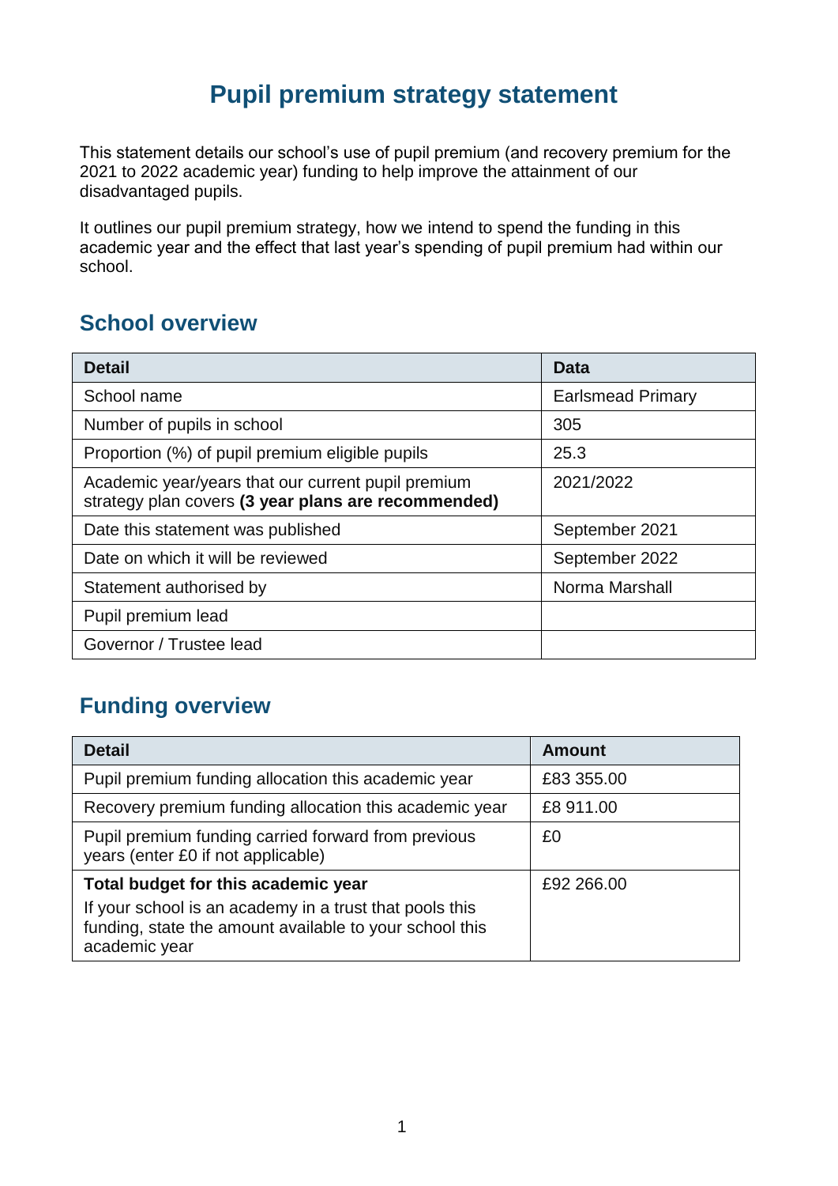# Pupil premium strategy statement

This statement details our school's use of pupil premium (and recovery premium for the 2021 to 2022 academic year) funding to help improve the attainment of our disadvantaged pupils.

It outlines our pupil premium strategy, how we intend to spend the funding in this academic year and the effect that last year's spending of pupil premium had within our school.

## School overview

| Detail | Data |
|---|---|
| School name | Earlsmead Primary |
| Number of pupils in school | 305 |
| Proportion (%) of pupil premium eligible pupils | 25.3 |
| Academic year/years that our current pupil premium strategy plan covers **(3 year plans are recommended)** | 2021/2022 |
| Date this statement was published | September 2021 |
| Date on which it will be reviewed | September 2022 |
| Statement authorised by | Norma Marshall |
| Pupil premium lead | |
| Governor / Trustee lead | |

## Funding overview

| Detail | Amount |
|---|---|
| Pupil premium funding allocation this academic year | £83 355.00 |
| Recovery premium funding allocation this academic year | £8 911.00 |
| Pupil premium funding carried forward from previous years (enter £0 if not applicable) | £0 |
| **Total budget for this academic year**<br>If your school is an academy in a trust that pools this funding, state the amount available to your school this academic year | £92 266.00 |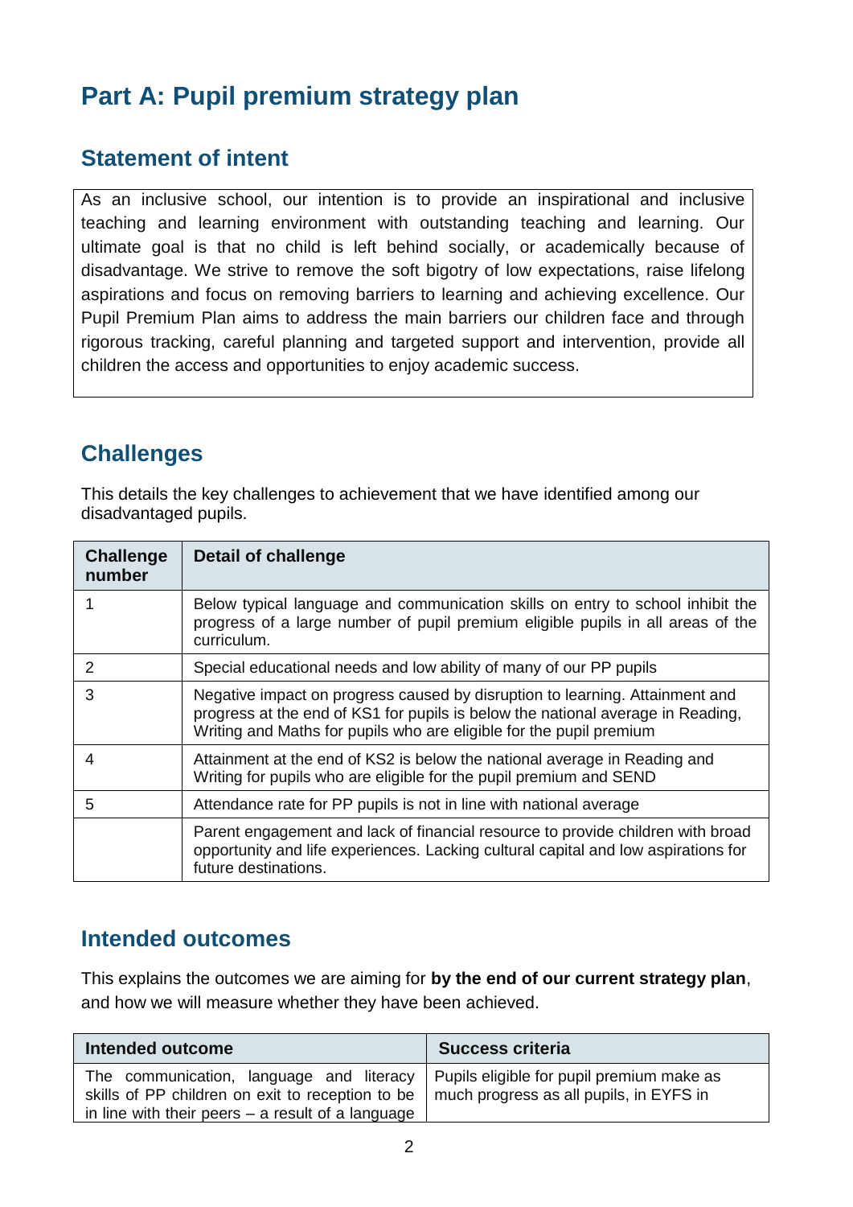# Part A: Pupil premium strategy plan

## Statement of intent

As an inclusive school, our intention is to provide an inspirational and inclusive teaching and learning environment with outstanding teaching and learning. Our ultimate goal is that no child is left behind socially, or academically because of disadvantage. We strive to remove the soft bigotry of low expectations, raise lifelong aspirations and focus on removing barriers to learning and achieving excellence. Our Pupil Premium Plan aims to address the main barriers our children face and through rigorous tracking, careful planning and targeted support and intervention, provide all children the access and opportunities to enjoy academic success.

## Challenges

This details the key challenges to achievement that we have identified among our disadvantaged pupils.

| Challenge number | Detail of challenge |
|---|---|
| 1 | Below typical language and communication skills on entry to school inhibit the progress of a large number of pupil premium eligible pupils in all areas of the curriculum. |
| 2 | Special educational needs and low ability of many of our PP pupils |
| 3 | Negative impact on progress caused by disruption to learning. Attainment and progress at the end of KS1 for pupils is below the national average in Reading, Writing and Maths for pupils who are eligible for the pupil premium |
| 4 | Attainment at the end of KS2 is below the national average in Reading and Writing for pupils who are eligible for the pupil premium and SEND |
| 5 | Attendance rate for PP pupils is not in line with national average |
| | Parent engagement and lack of financial resource to provide children with broad opportunity and life experiences. Lacking cultural capital and low aspirations for future destinations. |

## Intended outcomes

This explains the outcomes we are aiming for **by the end of our current strategy plan**, and how we will measure whether they have been achieved.

| Intended outcome | Success criteria |
|---|---|
| The communication, language and literacy skills of PP children on exit to reception to be in line with their peers – a result of a language | Pupils eligible for pupil premium make as much progress as all pupils, in EYFS in |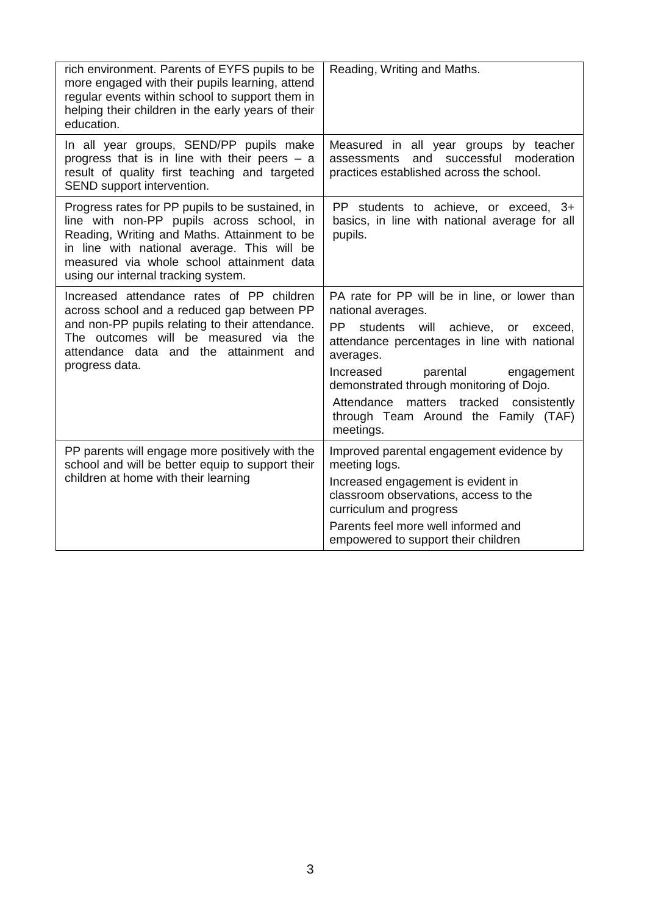| | |
|---|---|
| rich environment. Parents of EYFS pupils to be more engaged with their pupils learning, attend regular events within school to support them in helping their children in the early years of their education. | Reading, Writing and Maths. |
| In all year groups, SEND/PP pupils make progress that is in line with their peers – a result of quality first teaching and targeted SEND support intervention. | Measured in all year groups by teacher assessments and successful moderation practices established across the school. |
| Progress rates for PP pupils to be sustained, in line with non-PP pupils across school, in Reading, Writing and Maths. Attainment to be in line with national average. This will be measured via whole school attainment data using our internal tracking system. | PP students to achieve, or exceed, 3+ basics, in line with national average for all pupils. |
| Increased attendance rates of PP children across school and a reduced gap between PP and non-PP pupils relating to their attendance. The outcomes will be measured via the attendance data and the attainment and progress data. | PA rate for PP will be in line, or lower than national averages.<br>PP students will achieve, or exceed, attendance percentages in line with national averages.<br>Increased parental engagement demonstrated through monitoring of Dojo.<br>Attendance matters tracked consistently through Team Around the Family (TAF) meetings. |
| PP parents will engage more positively with the school and will be better equip to support their children at home with their learning | Improved parental engagement evidence by meeting logs.<br>Increased engagement is evident in classroom observations, access to the curriculum and progress<br>Parents feel more well informed and empowered to support their children |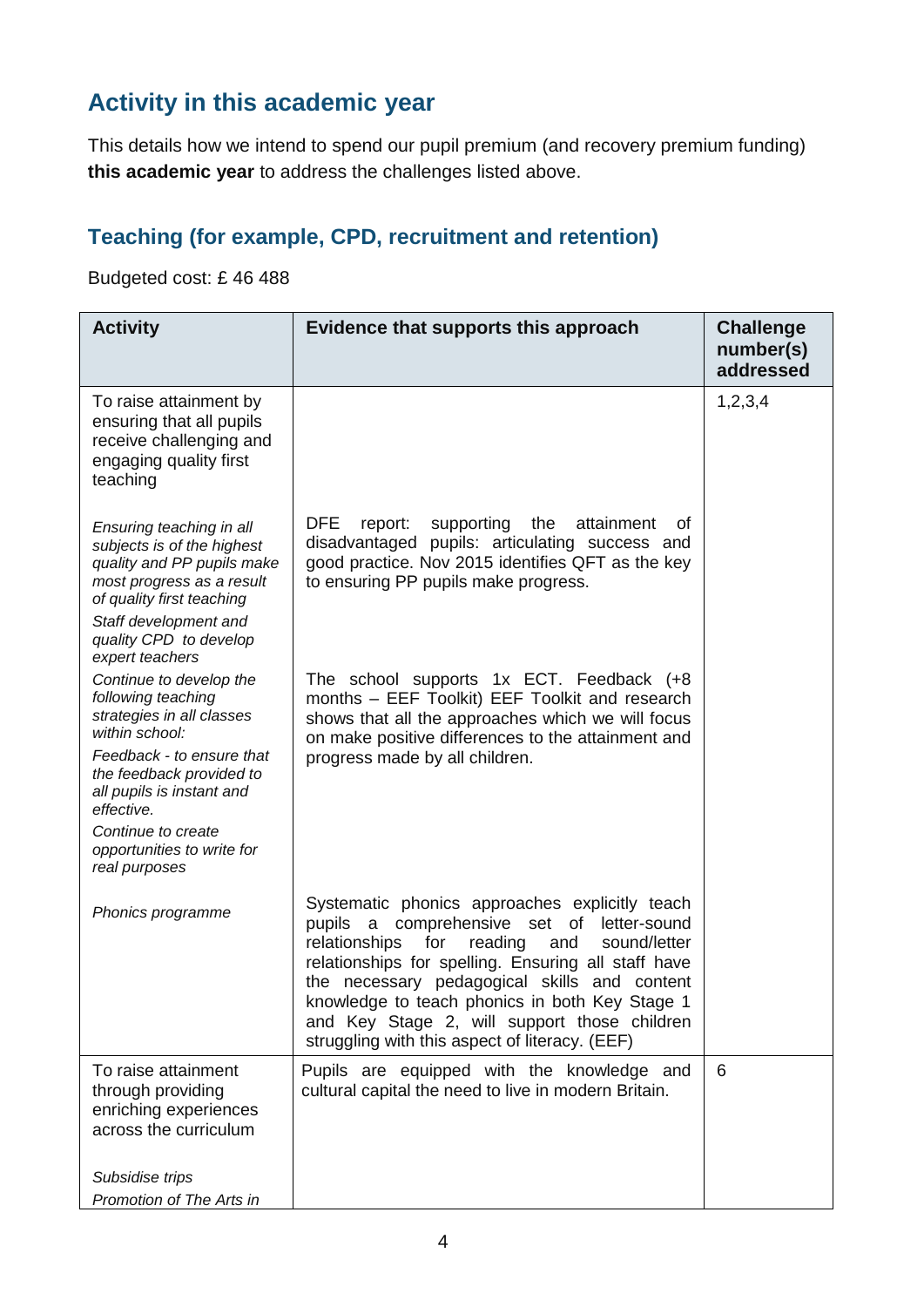## Activity in this academic year

This details how we intend to spend our pupil premium (and recovery premium funding) **this academic year** to address the challenges listed above.

### Teaching (for example, CPD, recruitment and retention)

Budgeted cost: £ 46 488

| Activity | Evidence that supports this approach | Challenge number(s) addressed |
|---|---|---|
| To raise attainment by ensuring that all pupils receive challenging and engaging quality first teaching<br><br>*Ensuring teaching in all subjects is of the highest quality and PP pupils make most progress as a result of quality first teaching*<br>*Staff development and quality CPD to develop expert teachers*<br>*Continue to develop the following teaching strategies in all classes within school:*<br>*Feedback - to ensure that the feedback provided to all pupils is instant and effective.*<br>*Continue to create opportunities to write for real purposes*<br><br>*Phonics programme* | DFE report: supporting the attainment of disadvantaged pupils: articulating success and good practice. Nov 2015 identifies QFT as the key to ensuring PP pupils make progress.<br><br>The school supports 1x ECT. Feedback (+8 months – EEF Toolkit) EEF Toolkit and research shows that all the approaches which we will focus on make positive differences to the attainment and progress made by all children.<br><br>Systematic phonics approaches explicitly teach pupils a comprehensive set of letter-sound relationships for reading and sound/letter relationships for spelling. Ensuring all staff have the necessary pedagogical skills and content knowledge to teach phonics in both Key Stage 1 and Key Stage 2, will support those children struggling with this aspect of literacy. (EEF) | 1,2,3,4 |
| To raise attainment through providing enriching experiences across the curriculum<br><br>*Subsidise trips*<br>*Promotion of The Arts in* | Pupils are equipped with the knowledge and cultural capital the need to live in modern Britain. | 6 |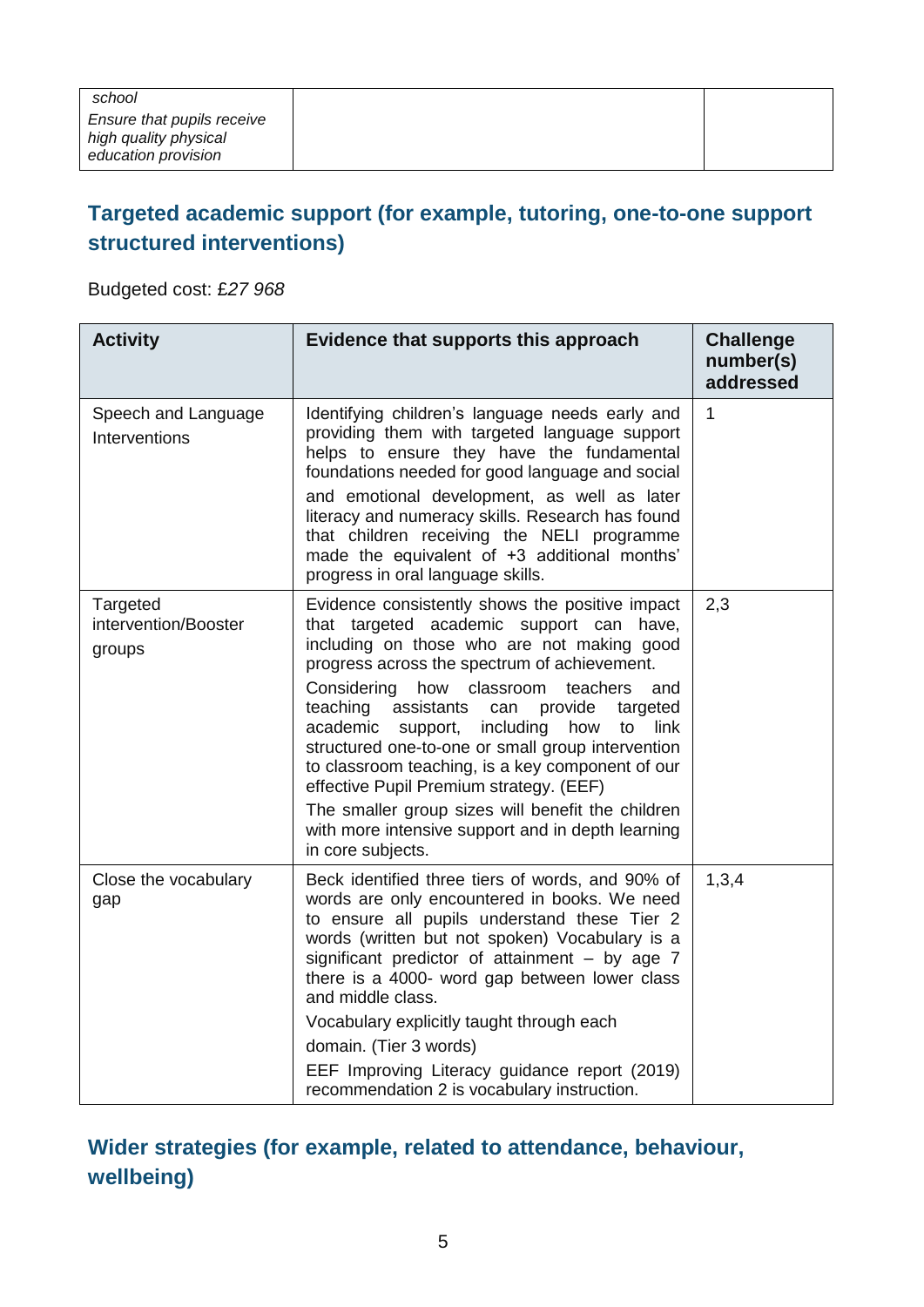| *school*<br>*Ensure that pupils receive high quality physical education provision* | | |
|---|---|---|

## Targeted academic support (for example, tutoring, one-to-one support structured interventions)

Budgeted cost: £*27 968*

| Activity | Evidence that supports this approach | Challenge number(s) addressed |
|---|---|---|
| Speech and Language Interventions | Identifying children's language needs early and providing them with targeted language support helps to ensure they have the fundamental foundations needed for good language and social and emotional development, as well as later literacy and numeracy skills. Research has found that children receiving the NELI programme made the equivalent of +3 additional months' progress in oral language skills. | 1 |
| Targeted intervention/Booster groups | Evidence consistently shows the positive impact that targeted academic support can have, including on those who are not making good progress across the spectrum of achievement.<br>Considering how classroom teachers and teaching assistants can provide targeted academic support, including how to link structured one-to-one or small group intervention to classroom teaching, is a key component of our effective Pupil Premium strategy. (EEF)<br>The smaller group sizes will benefit the children with more intensive support and in depth learning in core subjects. | 2,3 |
| Close the vocabulary gap | Beck identified three tiers of words, and 90% of words are only encountered in books. We need to ensure all pupils understand these Tier 2 words (written but not spoken) Vocabulary is a significant predictor of attainment – by age 7 there is a 4000- word gap between lower class and middle class.<br>Vocabulary explicitly taught through each domain. (Tier 3 words)<br>EEF Improving Literacy guidance report (2019) recommendation 2 is vocabulary instruction. | 1,3,4 |

## Wider strategies (for example, related to attendance, behaviour, wellbeing)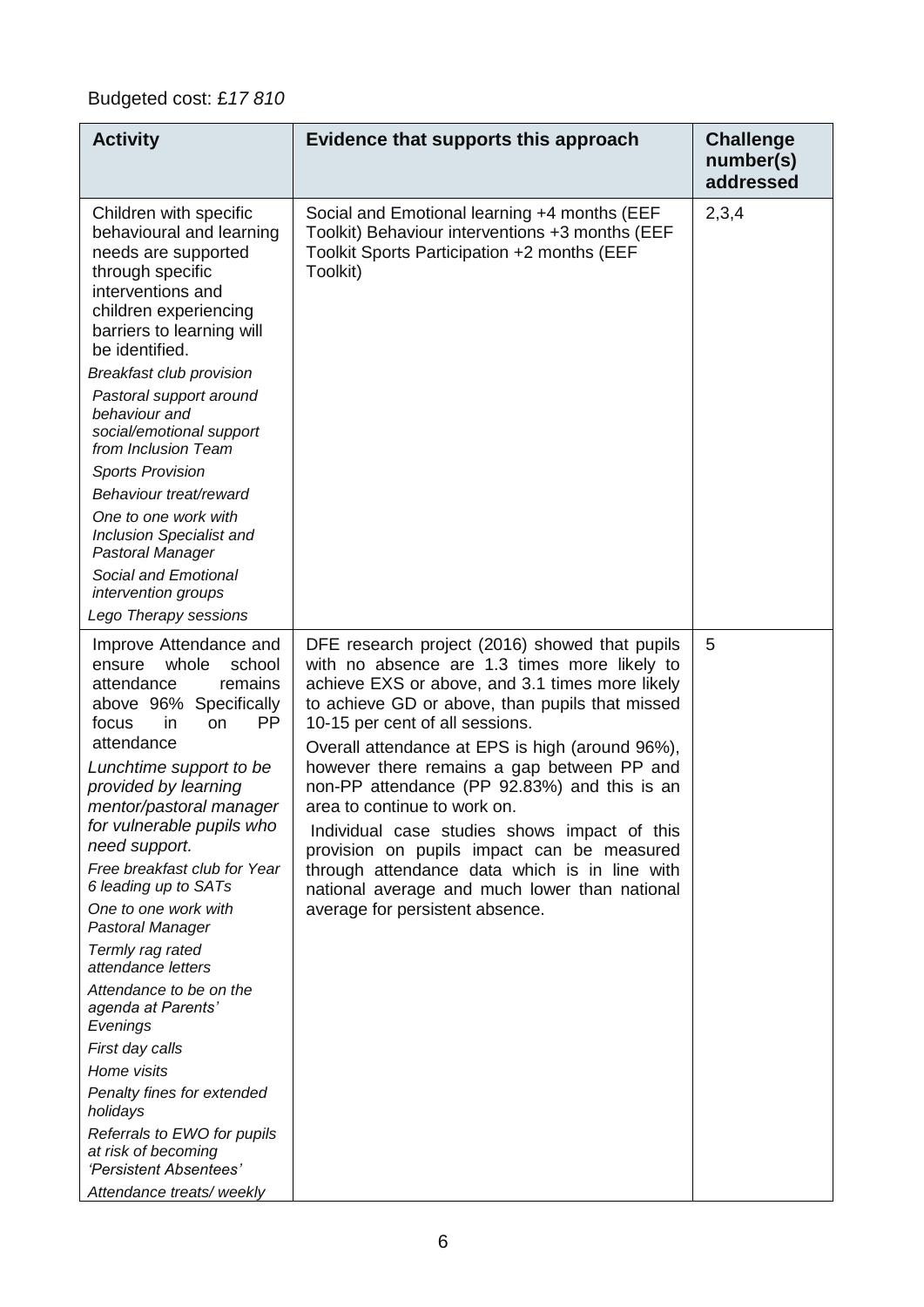Budgeted cost: £*17 810*

| Activity | Evidence that supports this approach | Challenge number(s) addressed |
|---|---|---|
| Children with specific behavioural and learning needs are supported through specific interventions and children experiencing barriers to learning will be identified.<br>*Breakfast club provision*<br>*Pastoral support around behaviour and social/emotional support from Inclusion Team*<br>*Sports Provision*<br>*Behaviour treat/reward*<br>*One to one work with Inclusion Specialist and Pastoral Manager*<br>*Social and Emotional intervention groups*<br>*Lego Therapy sessions* | Social and Emotional learning +4 months (EEF Toolkit) Behaviour interventions +3 months (EEF Toolkit Sports Participation +2 months (EEF Toolkit) | 2,3,4 |
| Improve Attendance and ensure whole school attendance remains above 96% Specifically focus in on PP attendance<br>*Lunchtime support to be provided by learning mentor/pastoral manager for vulnerable pupils who need support.*<br>*Free breakfast club for Year 6 leading up to SATs*<br>*One to one work with Pastoral Manager*<br>*Termly rag rated attendance letters*<br>*Attendance to be on the agenda at Parents' Evenings*<br>*First day calls*<br>*Home visits*<br>*Penalty fines for extended holidays*<br>*Referrals to EWO for pupils at risk of becoming 'Persistent Absentees'*<br>*Attendance treats/ weekly* | DFE research project (2016) showed that pupils with no absence are 1.3 times more likely to achieve EXS or above, and 3.1 times more likely to achieve GD or above, than pupils that missed 10-15 per cent of all sessions.<br>Overall attendance at EPS is high (around 96%), however there remains a gap between PP and non-PP attendance (PP 92.83%) and this is an area to continue to work on.<br>Individual case studies shows impact of this provision on pupils impact can be measured through attendance data which is in line with national average and much lower than national average for persistent absence. | 5 |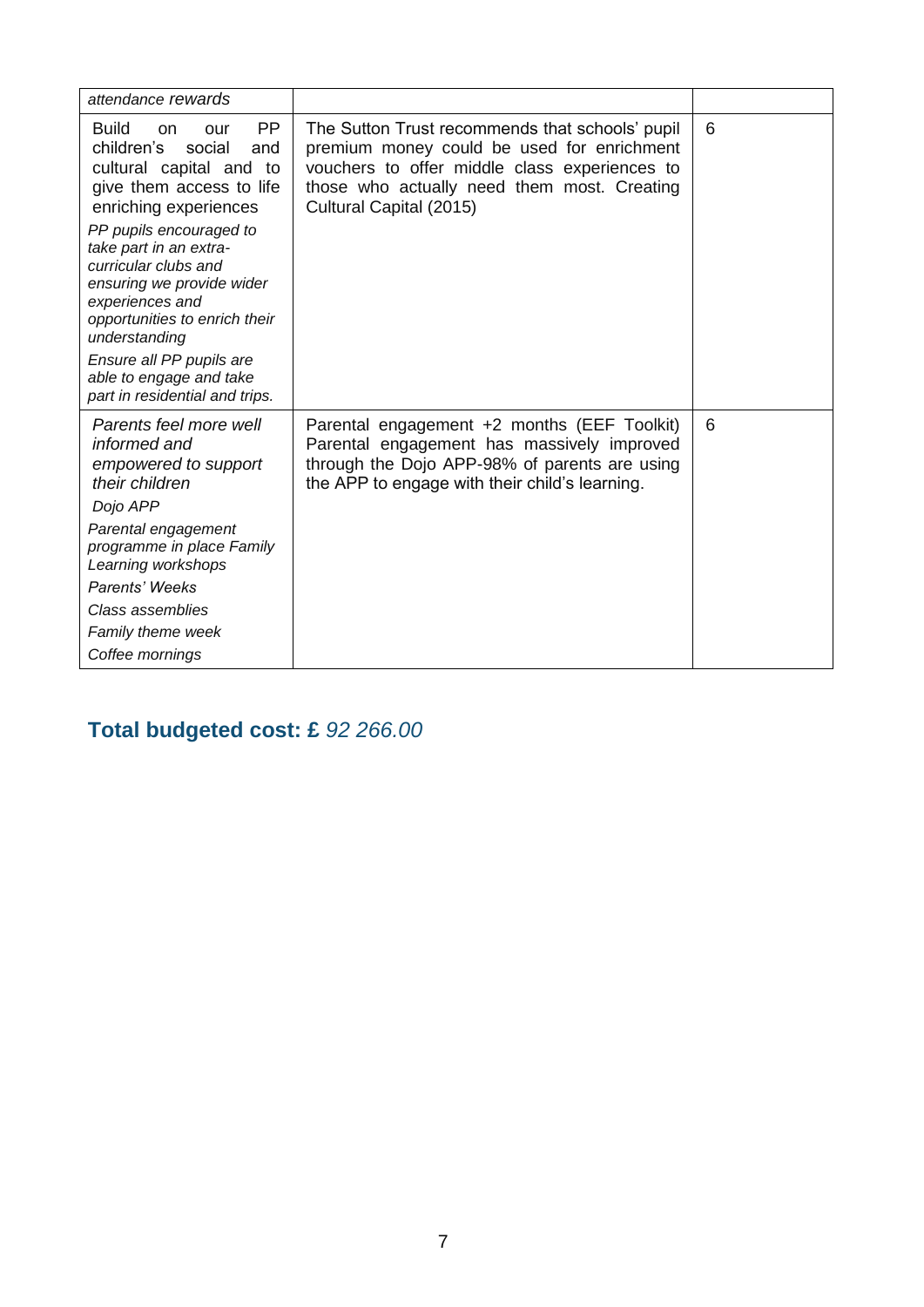| | | |
|---|---|---|
| *attendance rewards* | | |
| Build on our PP children's social and cultural capital and to give them access to life enriching experiences<br>*PP pupils encouraged to take part in an extra-curricular clubs and ensuring we provide wider experiences and opportunities to enrich their understanding*<br>*Ensure all PP pupils are able to engage and take part in residential and trips.* | The Sutton Trust recommends that schools' pupil premium money could be used for enrichment vouchers to offer middle class experiences to those who actually need them most. Creating Cultural Capital (2015) | 6 |
| *Parents feel more well informed and empowered to support their children*<br>*Dojo APP*<br>*Parental engagement programme in place Family Learning workshops*<br>*Parents' Weeks*<br>*Class assemblies*<br>*Family theme week*<br>*Coffee mornings* | Parental engagement +2 months (EEF Toolkit) Parental engagement has massively improved through the Dojo APP-98% of parents are using the APP to engage with their child's learning. | 6 |

## Total budgeted cost: £ *92 266.00*